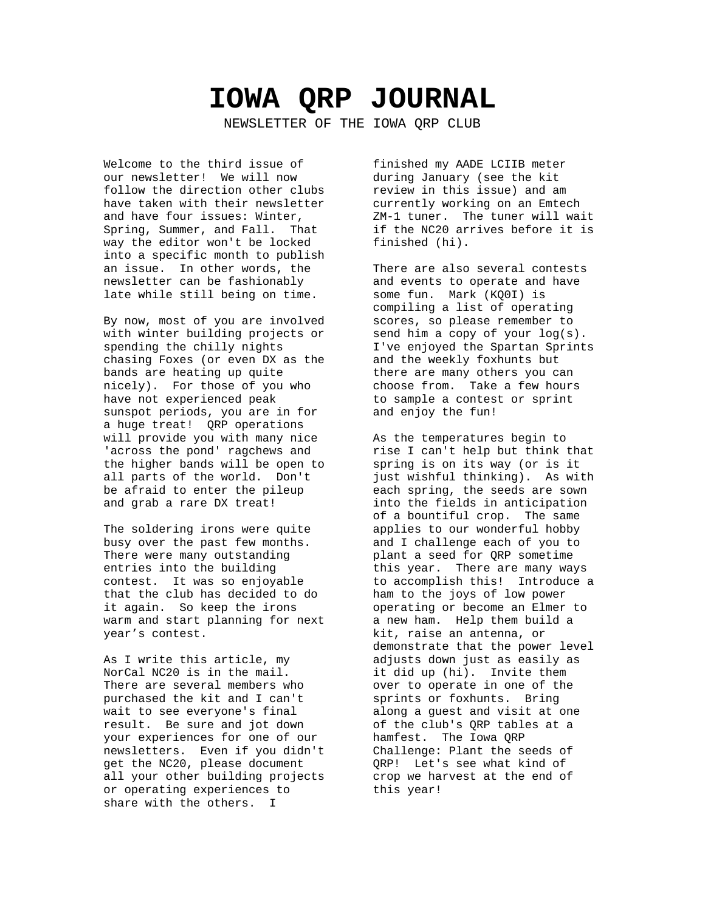# IOWA QRP JOURNAL

NEWSLETTER OF THE IOWA QRP CLUB

Welcome to the third issue of our newsletter! We will now follow the direction other clubs have taken with their newsletter and have four issues: Winter, Spring, Summer, and Fall. That way the editor won't be locked into a specific month to publish an issue. In other words, the newsletter can be fashionably late while still being on time.

By now, most of you are involved with winter building projects or spending the chilly nights chasing Foxes (or even DX as the bands are heating up quite nicely). For those of you who have not experienced peak sunspot periods, you are in for a huge treat! QRP operations will provide you with many nice 'across the pond' ragchews and the higher bands will be open to all parts of the world. Don't be afraid to enter the pileup and grab a rare DX treat!

The soldering irons were quite busy over the past few months. There were many outstanding entries into the building contest. It was so enjoyable that the club has decided to do it again. So keep the irons warm and start planning for next year's contest.

As I write this article, my NorCal NC20 is in the mail. There are several members who purchased the kit and I can't wait to see everyone's final result. Be sure and jot down your experiences for one of our newsletters. Even if you didn't get the NC20, please document all your other building projects or operating experiences to share with the others. I finished my AADE LCIIB meter during January (see the kit review in this issue) and am currently working on an Emtech ZM-1 tuner. The tuner will wait if the NC20 arrives before it is finished (hi).

There are also several contests and events to operate and have some fun. Mark (KQ0I) is compiling a list of operating scores, so please remember to send him a copy of your log(s). I've enjoyed the Spartan Sprints and the weekly foxhunts but there are many others you can choose from. Take a few hours to sample a contest or sprint and enjoy the fun!

As the temperatures begin to rise I can't help but think that spring is on its way (or is it just wishful thinking). As with each spring, the seeds are sown into the fields in anticipation of a bountiful crop. The same applies to our wonderful hobby and I challenge each of you to plant a seed for QRP sometime this year. There are many ways to accomplish this! Introduce a ham to the joys of low power operating or become an Elmer to a new ham. Help them build a kit, raise an antenna, or demonstrate that the power level adjusts down just as easily as it did up (hi). Invite them over to operate in one of the sprints or foxhunts. Bring along a guest and visit at one of the club's QRP tables at a hamfest. The Iowa QRP Challenge: Plant the seeds of QRP! Let's see what kind of crop we harvest at the end of this year!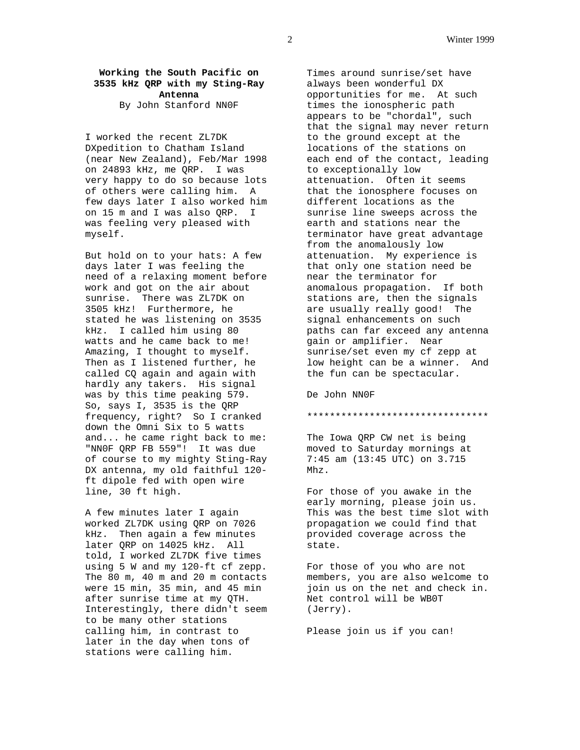**Working the South Pacific on 3535 kHz QRP with my Sting-Ray Antenna**

By John Stanford NN0F

I worked the recent ZL7DK DXpedition to Chatham Island (near New Zealand), Feb/Mar 1998 on 24893 kHz, me QRP. I was very happy to do so because lots of others were calling him. A few days later I also worked him on 15 m and I was also QRP. I was feeling very pleased with myself.

But hold on to your hats: A few days later I was feeling the need of a relaxing moment before work and got on the air about sunrise. There was ZL7DK on 3505 kHz! Furthermore, he stated he was listening on 3535 kHz. I called him using 80 watts and he came back to me! Amazing, I thought to myself. Then as I listened further, he called CQ again and again with hardly any takers. His signal was by this time peaking 579. So, says I, 3535 is the QRP frequency, right? So I cranked down the Omni Six to 5 watts and... he came right back to me: "NN0F QRP FB 559"! It was due of course to my mighty Sting-Ray DX antenna, my old faithful 120-ft dipole fed with open wire line, 30 ft high.

A few minutes later I again worked ZL7DK using QRP on 7026 kHz. Then again a few minutes later QRP on 14025 kHz. All told, I worked ZL7DK five times using 5 W and my 120-ft cf zepp. The 80 m, 40 m and 20 m contacts were 15 min, 35 min, and 45 min after sunrise time at my QTH. Interestingly, there didn't seem to be many other stations calling him, in contrast to later in the day when tons of stations were calling him.

Times around sunrise/set have always been wonderful DX opportunities for me. At such times the ionospheric path appears to be "chordal", such that the signal may never return to the ground except at the locations of the stations on each end of the contact, leading to exceptionally low attenuation. Often it seems that the ionosphere focuses on different locations as the sunrise line sweeps across the earth and stations near the terminator have great advantage from the anomalously low attenuation. My experience is that only one station need be near the terminator for anomalous propagation. If both stations are, then the signals are usually really good! The signal enhancements on such paths can far exceed any antenna gain or amplifier. Near sunrise/set even my cf zepp at low height can be a winner. And the fun can be spectacular.

De John NN0F

********************************

The Iowa QRP CW net is being moved to Saturday mornings at 7:45 am (13:45 UTC) on 3.715 Mhz.

For those of you awake in the early morning, please join us. This was the best time slot with propagation we could find that provided coverage across the state.

For those of you who are not members, you are also welcome to join us on the net and check in. Net control will be WB0T (Jerry).

Please join us if you can!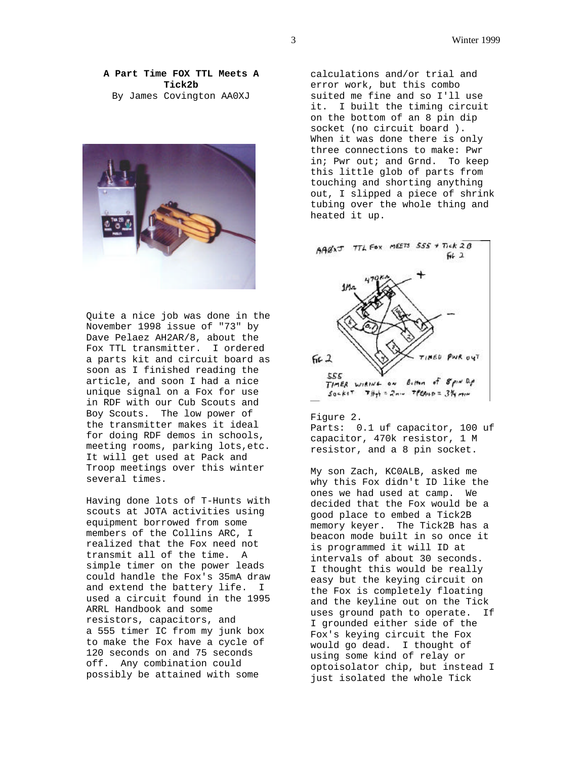**A Part Time FOX TTL Meets A Tick2b**
By James Covington AA0XJ

Quite a nice job was done in the November 1998 issue of "73" by Dave Pelaez AH2AR/8, about the Fox TTL transmitter. I ordered a parts kit and circuit board as soon as I finished reading the article, and soon I had a nice unique signal on a Fox for use in RDF with our Cub Scouts and Boy Scouts. The low power of the transmitter makes it ideal for doing RDF demos in schools, meeting rooms, parking lots,etc. It will get used at Pack and Troop meetings over this winter several times.

Having done lots of T-Hunts with scouts at JOTA activities using equipment borrowed from some members of the Collins ARC, I realized that the Fox need not transmit all of the time. A simple timer on the power leads could handle the Fox's 35mA draw and extend the battery life. I used a circuit found in the 1995 ARRL Handbook and some resistors, capacitors, and a 555 timer IC from my junk box to make the Fox have a cycle of 120 seconds on and 75 seconds off. Any combination could possibly be attained with some calculations and/or trial and error work, but this combo suited me fine and so I'll use it. I built the timing circuit on the bottom of an 8 pin dip socket (no circuit board ). When it was done there is only three connections to make: Pwr in; Pwr out; and Grnd. To keep this little glob of parts from touching and shorting anything out, I slipped a piece of shrink tubing over the whole thing and heated it up.

Figure 2.
Parts: 0.1 uf capacitor, 100 uf capacitor, 470k resistor, 1 M resistor, and a 8 pin socket.

My son Zach, KC0ALB, asked me why this Fox didn't ID like the ones we had used at camp. We decided that the Fox would be a good place to embed a Tick2B memory keyer. The Tick2B has a beacon mode built in so once it is programmed it will ID at intervals of about 30 seconds. I thought this would be really easy but the keying circuit on the Fox is completely floating and the keyline out on the Tick uses ground path to operate. If I grounded either side of the Fox's keying circuit the Fox would go dead. I thought of using some kind of relay or optoisolator chip, but instead I just isolated the whole Tick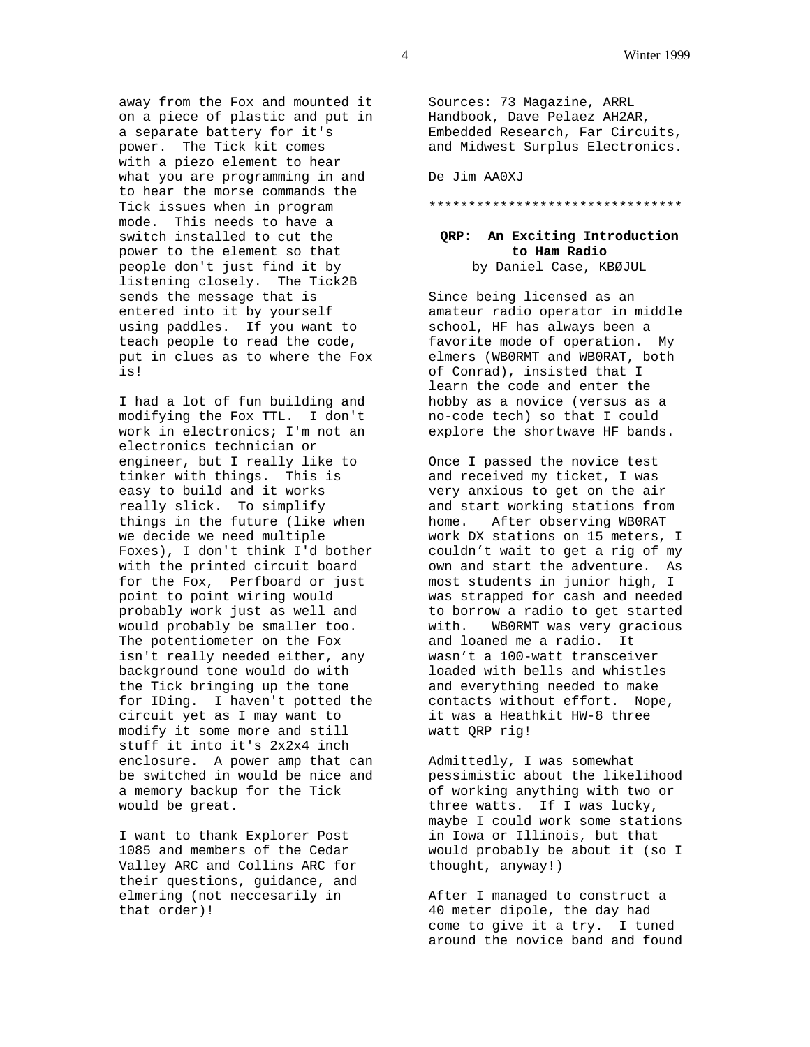away from the Fox and mounted it on a piece of plastic and put in a separate battery for it's power. The Tick kit comes with a piezo element to hear what you are programming in and to hear the morse commands the Tick issues when in program mode. This needs to have a switch installed to cut the power to the element so that people don't just find it by listening closely. The Tick2B sends the message that is entered into it by yourself using paddles. If you want to teach people to read the code, put in clues as to where the Fox is!

I had a lot of fun building and modifying the Fox TTL. I don't work in electronics; I'm not an electronics technician or engineer, but I really like to tinker with things. This is easy to build and it works really slick. To simplify things in the future (like when we decide we need multiple Foxes), I don't think I'd bother with the printed circuit board for the Fox, Perfboard or just point to point wiring would probably work just as well and would probably be smaller too. The potentiometer on the Fox isn't really needed either, any background tone would do with the Tick bringing up the tone for IDing. I haven't potted the circuit yet as I may want to modify it some more and still stuff it into it's 2x2x4 inch enclosure. A power amp that can be switched in would be nice and a memory backup for the Tick would be great.

I want to thank Explorer Post 1085 and members of the Cedar Valley ARC and Collins ARC for their questions, guidance, and elmering (not neccesarily in that order)!

Sources: 73 Magazine, ARRL Handbook, Dave Pelaez AH2AR, Embedded Research, Far Circuits, and Midwest Surplus Electronics.

De Jim AA0XJ

********************************

## QRP: An Exciting Introduction to Ham Radio

by Daniel Case, KBØJUL

Since being licensed as an amateur radio operator in middle school, HF has always been a favorite mode of operation. My elmers (WB0RMT and WB0RAT, both of Conrad), insisted that I learn the code and enter the hobby as a novice (versus as a no-code tech) so that I could explore the shortwave HF bands.

Once I passed the novice test and received my ticket, I was very anxious to get on the air and start working stations from home. After observing WB0RAT work DX stations on 15 meters, I couldn't wait to get a rig of my own and start the adventure. As most students in junior high, I was strapped for cash and needed to borrow a radio to get started with. WB0RMT was very gracious and loaned me a radio. It wasn't a 100-watt transceiver loaded with bells and whistles and everything needed to make contacts without effort. Nope, it was a Heathkit HW-8 three watt QRP rig!

Admittedly, I was somewhat pessimistic about the likelihood of working anything with two or three watts. If I was lucky, maybe I could work some stations in Iowa or Illinois, but that would probably be about it (so I thought, anyway!)

After I managed to construct a 40 meter dipole, the day had come to give it a try. I tuned around the novice band and found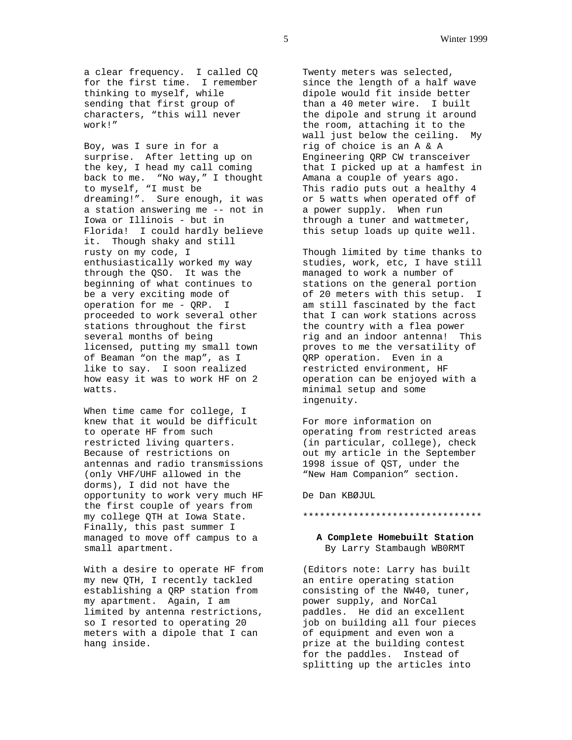a clear frequency. I called CQ for the first time. I remember thinking to myself, while sending that first group of characters, “this will never work!”

Boy, was I sure in for a surprise. After letting up on the key, I head my call coming back to me. “No way,” I thought to myself, “I must be dreaming!”. Sure enough, it was a station answering me -- not in Iowa or Illinois - but in Florida! I could hardly believe it. Though shaky and still rusty on my code, I enthusiastically worked my way through the QSO. It was the beginning of what continues to be a very exciting mode of operation for me - QRP. I proceeded to work several other stations throughout the first several months of being licensed, putting my small town of Beaman “on the map”, as I like to say. I soon realized how easy it was to work HF on 2 watts.

When time came for college, I knew that it would be difficult to operate HF from such restricted living quarters. Because of restrictions on antennas and radio transmissions (only VHF/UHF allowed in the dorms), I did not have the opportunity to work very much HF the first couple of years from my college QTH at Iowa State. Finally, this past summer I managed to move off campus to a small apartment.

With a desire to operate HF from my new QTH, I recently tackled establishing a QRP station from my apartment. Again, I am limited by antenna restrictions, so I resorted to operating 20 meters with a dipole that I can hang inside.

Twenty meters was selected, since the length of a half wave dipole would fit inside better than a 40 meter wire. I built the dipole and strung it around the room, attaching it to the wall just below the ceiling. My rig of choice is an A & A Engineering QRP CW transceiver that I picked up at a hamfest in Amana a couple of years ago. This radio puts out a healthy 4 or 5 watts when operated off of a power supply. When run through a tuner and wattmeter, this setup loads up quite well.

Though limited by time thanks to studies, work, etc, I have still managed to work a number of stations on the general portion of 20 meters with this setup. I am still fascinated by the fact that I can work stations across the country with a flea power rig and an indoor antenna! This proves to me the versatility of QRP operation. Even in a restricted environment, HF operation can be enjoyed with a minimal setup and some ingenuity.

For more information on operating from restricted areas (in particular, college), check out my article in the September 1998 issue of QST, under the “New Ham Companion” section.

De Dan KBØJUL

********************************

**A Complete Homebuilt Station**
By Larry Stambaugh WB0RMT

(Editors note: Larry has built an entire operating station consisting of the NW40, tuner, power supply, and NorCal paddles. He did an excellent job on building all four pieces of equipment and even won a prize at the building contest for the paddles. Instead of splitting up the articles into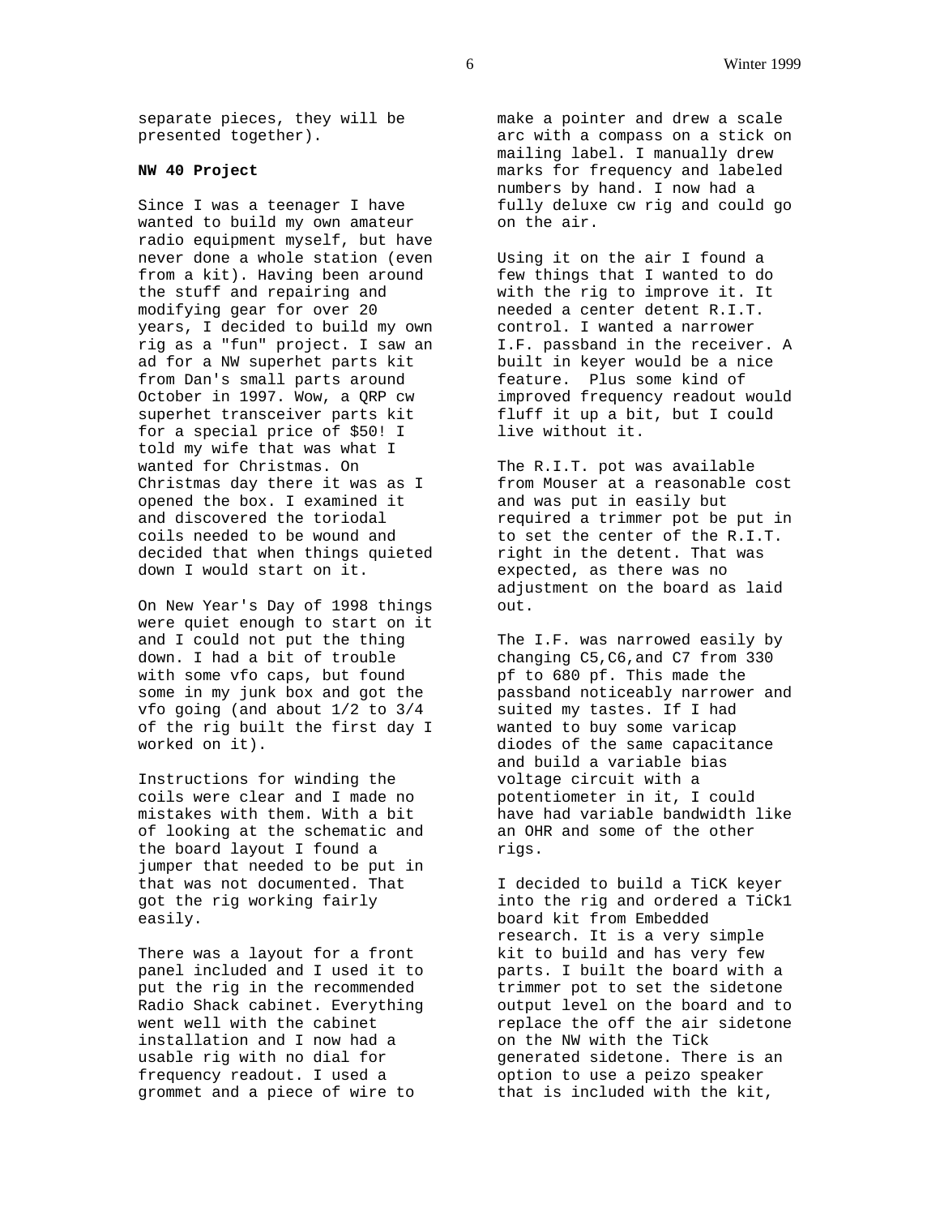separate pieces, they will be presented together).

**NW 40 Project**

Since I was a teenager I have wanted to build my own amateur radio equipment myself, but have never done a whole station (even from a kit). Having been around the stuff and repairing and modifying gear for over 20 years, I decided to build my own rig as a "fun" project. I saw an ad for a NW superhet parts kit from Dan's small parts around October in 1997. Wow, a QRP cw superhet transceiver parts kit for a special price of $50! I told my wife that was what I wanted for Christmas. On Christmas day there it was as I opened the box. I examined it and discovered the toriodal coils needed to be wound and decided that when things quieted down I would start on it.

On New Year's Day of 1998 things were quiet enough to start on it and I could not put the thing down. I had a bit of trouble with some vfo caps, but found some in my junk box and got the vfo going (and about 1/2 to 3/4 of the rig built the first day I worked on it).

Instructions for winding the coils were clear and I made no mistakes with them. With a bit of looking at the schematic and the board layout I found a jumper that needed to be put in that was not documented. That got the rig working fairly easily.

There was a layout for a front panel included and I used it to put the rig in the recommended Radio Shack cabinet. Everything went well with the cabinet installation and I now had a usable rig with no dial for frequency readout. I used a grommet and a piece of wire to make a pointer and drew a scale arc with a compass on a stick on mailing label. I manually drew marks for frequency and labeled numbers by hand. I now had a fully deluxe cw rig and could go on the air.

Using it on the air I found a few things that I wanted to do with the rig to improve it. It needed a center detent R.I.T. control. I wanted a narrower I.F. passband in the receiver. A built in keyer would be a nice feature. Plus some kind of improved frequency readout would fluff it up a bit, but I could live without it.

The R.I.T. pot was available from Mouser at a reasonable cost and was put in easily but required a trimmer pot be put in to set the center of the R.I.T. right in the detent. That was expected, as there was no adjustment on the board as laid out.

The I.F. was narrowed easily by changing C5,C6,and C7 from 330 pf to 680 pf. This made the passband noticeably narrower and suited my tastes. If I had wanted to buy some varicap diodes of the same capacitance and build a variable bias voltage circuit with a potentiometer in it, I could have had variable bandwidth like an OHR and some of the other rigs.

I decided to build a TiCK keyer into the rig and ordered a TiCk1 board kit from Embedded research. It is a very simple kit to build and has very few parts. I built the board with a trimmer pot to set the sidetone output level on the board and to replace the off the air sidetone on the NW with the TiCk generated sidetone. There is an option to use a peizo speaker that is included with the kit,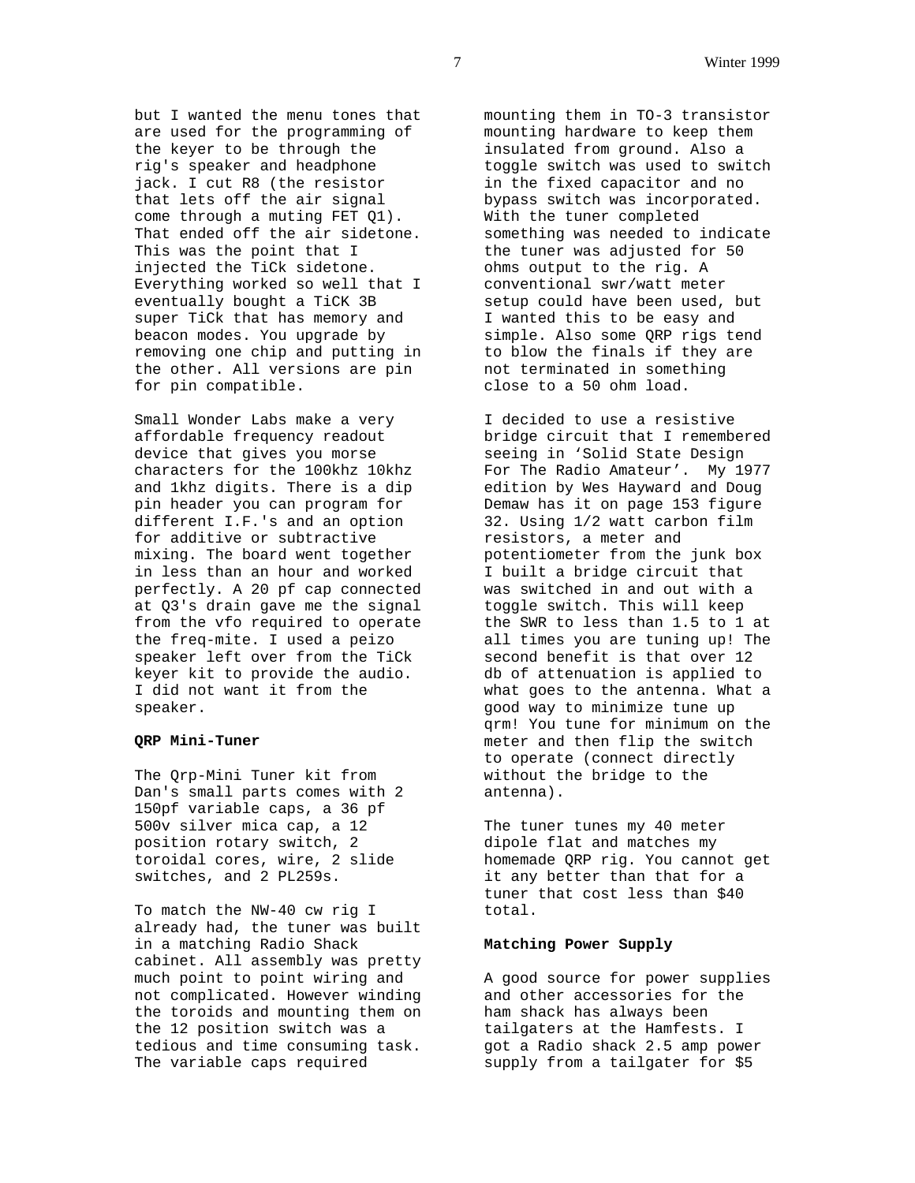but I wanted the menu tones that are used for the programming of the keyer to be through the rig's speaker and headphone jack. I cut R8 (the resistor that lets off the air signal come through a muting FET Q1). That ended off the air sidetone. This was the point that I injected the TiCk sidetone. Everything worked so well that I eventually bought a TiCK 3B super TiCk that has memory and beacon modes. You upgrade by removing one chip and putting in the other. All versions are pin for pin compatible.

Small Wonder Labs make a very affordable frequency readout device that gives you morse characters for the 100khz 10khz and 1khz digits. There is a dip pin header you can program for different I.F.'s and an option for additive or subtractive mixing. The board went together in less than an hour and worked perfectly. A 20 pf cap connected at Q3's drain gave me the signal from the vfo required to operate the freq-mite. I used a peizo speaker left over from the TiCk keyer kit to provide the audio. I did not want it from the speaker.

**QRP Mini-Tuner**

The Qrp-Mini Tuner kit from Dan's small parts comes with 2 150pf variable caps, a 36 pf 500v silver mica cap, a 12 position rotary switch, 2 toroidal cores, wire, 2 slide switches, and 2 PL259s.

To match the NW-40 cw rig I already had, the tuner was built in a matching Radio Shack cabinet. All assembly was pretty much point to point wiring and not complicated. However winding the toroids and mounting them on the 12 position switch was a tedious and time consuming task. The variable caps required mounting them in TO-3 transistor mounting hardware to keep them insulated from ground. Also a toggle switch was used to switch in the fixed capacitor and no bypass switch was incorporated. With the tuner completed something was needed to indicate the tuner was adjusted for 50 ohms output to the rig. A conventional swr/watt meter setup could have been used, but I wanted this to be easy and simple. Also some QRP rigs tend to blow the finals if they are not terminated in something close to a 50 ohm load.

I decided to use a resistive bridge circuit that I remembered seeing in 'Solid State Design For The Radio Amateur'. My 1977 edition by Wes Hayward and Doug Demaw has it on page 153 figure 32. Using 1/2 watt carbon film resistors, a meter and potentiometer from the junk box I built a bridge circuit that was switched in and out with a toggle switch. This will keep the SWR to less than 1.5 to 1 at all times you are tuning up! The second benefit is that over 12 db of attenuation is applied to what goes to the antenna. What a good way to minimize tune up qrm! You tune for minimum on the meter and then flip the switch to operate (connect directly without the bridge to the antenna).

The tuner tunes my 40 meter dipole flat and matches my homemade QRP rig. You cannot get it any better than that for a tuner that cost less than $40 total.

**Matching Power Supply**

A good source for power supplies and other accessories for the ham shack has always been tailgaters at the Hamfests. I got a Radio shack 2.5 amp power supply from a tailgater for $5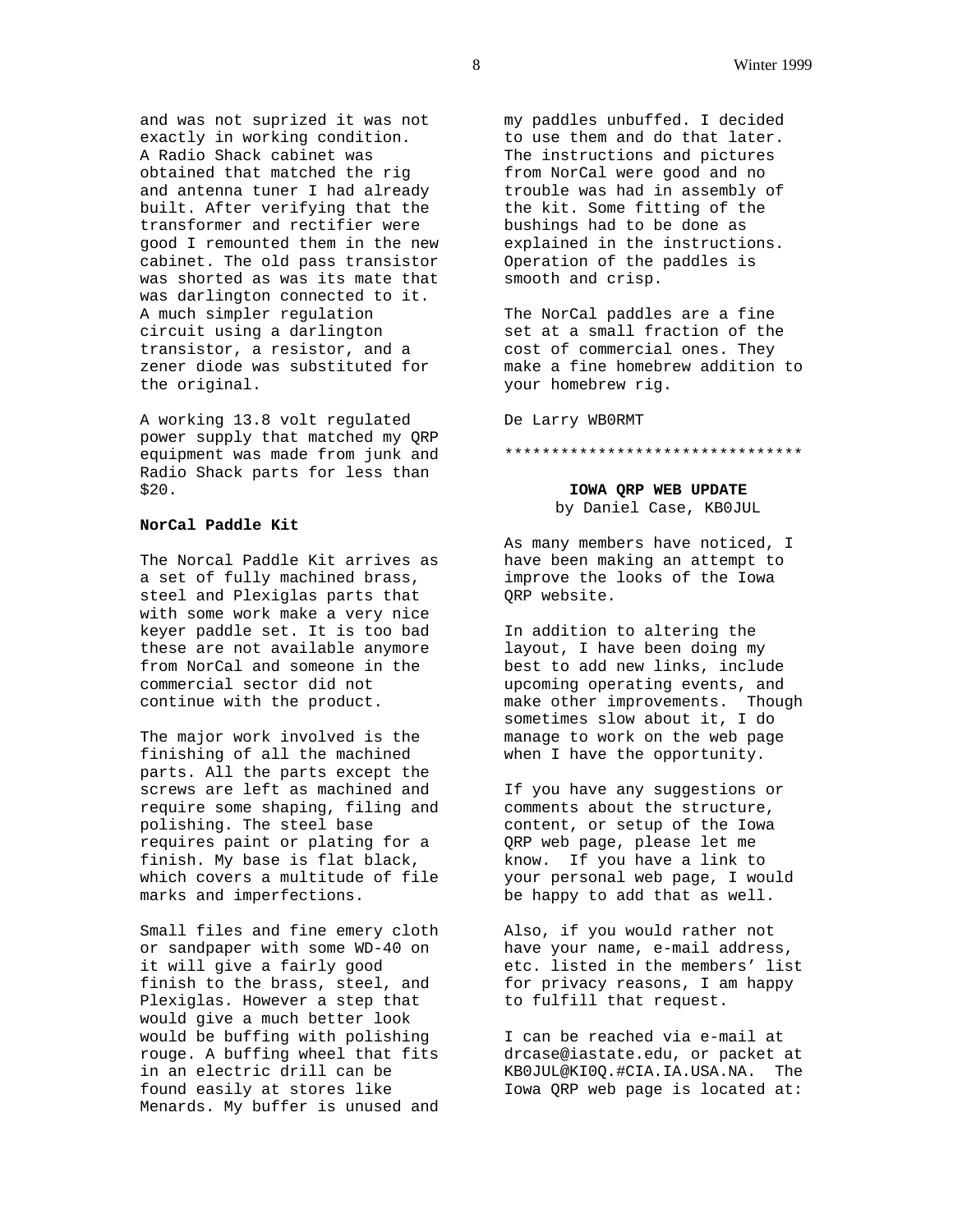and was not suprized it was not exactly in working condition. A Radio Shack cabinet was obtained that matched the rig and antenna tuner I had already built. After verifying that the transformer and rectifier were good I remounted them in the new cabinet. The old pass transistor was shorted as was its mate that was darlington connected to it. A much simpler regulation circuit using a darlington transistor, a resistor, and a zener diode was substituted for the original.

A working 13.8 volt regulated power supply that matched my QRP equipment was made from junk and Radio Shack parts for less than $20.

**NorCal Paddle Kit**

The Norcal Paddle Kit arrives as a set of fully machined brass, steel and Plexiglas parts that with some work make a very nice keyer paddle set. It is too bad these are not available anymore from NorCal and someone in the commercial sector did not continue with the product.

The major work involved is the finishing of all the machined parts. All the parts except the screws are left as machined and require some shaping, filing and polishing. The steel base requires paint or plating for a finish. My base is flat black, which covers a multitude of file marks and imperfections.

Small files and fine emery cloth or sandpaper with some WD-40 on it will give a fairly good finish to the brass, steel, and Plexiglas. However a step that would give a much better look would be buffing with polishing rouge. A buffing wheel that fits in an electric drill can be found easily at stores like Menards. My buffer is unused and my paddles unbuffed. I decided to use them and do that later. The instructions and pictures from NorCal were good and no trouble was had in assembly of the kit. Some fitting of the bushings had to be done as explained in the instructions. Operation of the paddles is smooth and crisp.

The NorCal paddles are a fine set at a small fraction of the cost of commercial ones. They make a fine homebrew addition to your homebrew rig.

De Larry WB0RMT

********************************

**IOWA QRP WEB UPDATE**
by Daniel Case, KB0JUL

As many members have noticed, I have been making an attempt to improve the looks of the Iowa QRP website.

In addition to altering the layout, I have been doing my best to add new links, include upcoming operating events, and make other improvements. Though sometimes slow about it, I do manage to work on the web page when I have the opportunity.

If you have any suggestions or comments about the structure, content, or setup of the Iowa QRP web page, please let me know. If you have a link to your personal web page, I would be happy to add that as well.

Also, if you would rather not have your name, e-mail address, etc. listed in the members' list for privacy reasons, I am happy to fulfill that request.

I can be reached via e-mail at drcase@iastate.edu, or packet at KB0JUL@KI0Q.#CIA.IA.USA.NA. The Iowa QRP web page is located at: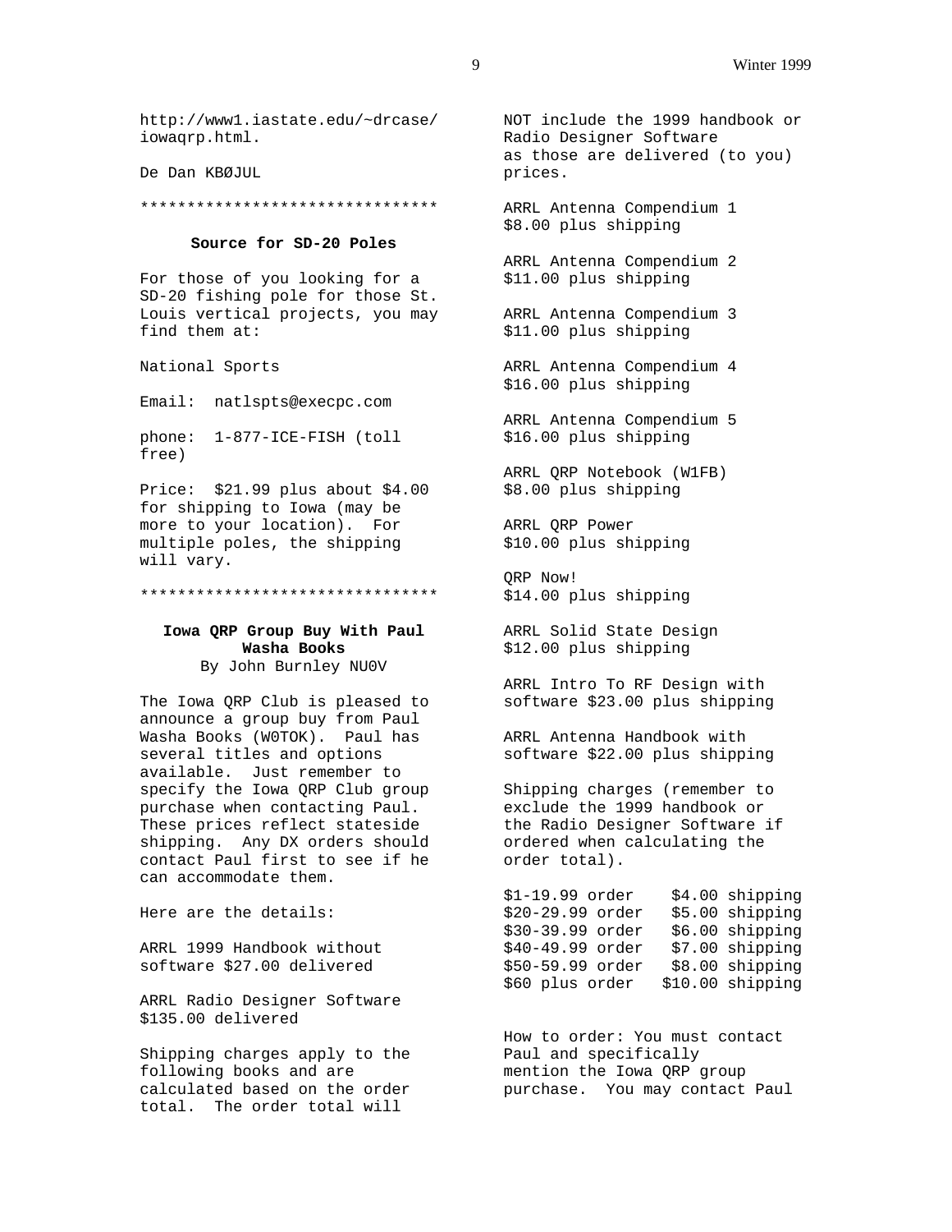http://www1.iastate.edu/~drcase/iowaqrp.html.

De Dan KBØJUL

********************************

### Source for SD-20 Poles

For those of you looking for a SD-20 fishing pole for those St. Louis vertical projects, you may find them at:

National Sports

Email: natlspts@execpc.com

phone: 1-877-ICE-FISH (toll free)

Price: $21.99 plus about $4.00 for shipping to Iowa (may be more to your location). For multiple poles, the shipping will vary.

********************************

### Iowa QRP Group Buy With Paul Washa Books

By John Burnley NU0V

The Iowa QRP Club is pleased to announce a group buy from Paul Washa Books (W0TOK). Paul has several titles and options available. Just remember to specify the Iowa QRP Club group purchase when contacting Paul. These prices reflect stateside shipping. Any DX orders should contact Paul first to see if he can accommodate them.

Here are the details:

ARRL 1999 Handbook without software $27.00 delivered

ARRL Radio Designer Software $135.00 delivered

Shipping charges apply to the following books and are calculated based on the order total. The order total will NOT include the 1999 handbook or Radio Designer Software as those are delivered (to you) prices.

ARRL Antenna Compendium 1
$8.00 plus shipping

ARRL Antenna Compendium 2
$11.00 plus shipping

ARRL Antenna Compendium 3
$11.00 plus shipping

ARRL Antenna Compendium 4
$16.00 plus shipping

ARRL Antenna Compendium 5
$16.00 plus shipping

ARRL QRP Notebook (W1FB)
$8.00 plus shipping

ARRL QRP Power
$10.00 plus shipping

QRP Now!
$14.00 plus shipping

ARRL Solid State Design
$12.00 plus shipping

ARRL Intro To RF Design with software $23.00 plus shipping

ARRL Antenna Handbook with software $22.00 plus shipping

Shipping charges (remember to exclude the 1999 handbook or the Radio Designer Software if ordered when calculating the order total).

| Order | Shipping |
|---|---|
| $1-19.99 order | $4.00 shipping |
| $20-29.99 order | $5.00 shipping |
| $30-39.99 order | $6.00 shipping |
| $40-49.99 order | $7.00 shipping |
| $50-59.99 order | $8.00 shipping |
| $60 plus order | $10.00 shipping |

How to order: You must contact Paul and specifically mention the Iowa QRP group purchase. You may contact Paul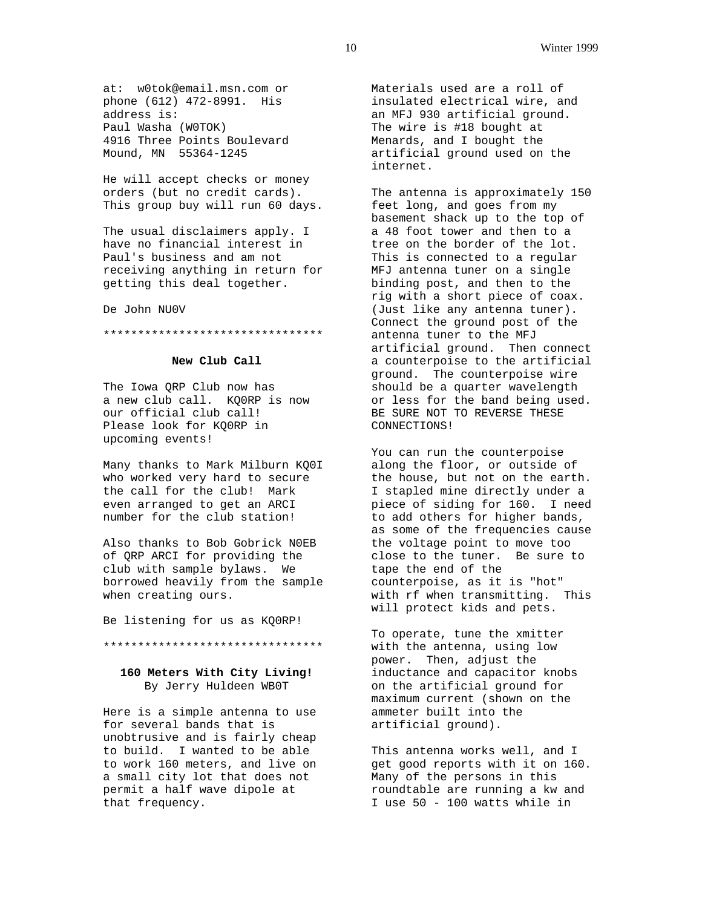at: w0tok@email.msn.com or phone (612) 472-8991. His address is:
Paul Washa (W0TOK)
4916 Three Points Boulevard
Mound, MN 55364-1245

He will accept checks or money orders (but no credit cards). This group buy will run 60 days.

The usual disclaimers apply. I have no financial interest in Paul's business and am not receiving anything in return for getting this deal together.

De John NU0V

********************************

### New Club Call

The Iowa QRP Club now has a new club call. KQ0RP is now our official club call! Please look for KQ0RP in upcoming events!

Many thanks to Mark Milburn KQ0I who worked very hard to secure the call for the club! Mark even arranged to get an ARCI number for the club station!

Also thanks to Bob Gobrick N0EB of QRP ARCI for providing the club with sample bylaws. We borrowed heavily from the sample when creating ours.

Be listening for us as KQ0RP!

********************************

### 160 Meters With City Living!

By Jerry Huldeen WB0T

Here is a simple antenna to use for several bands that is unobtrusive and is fairly cheap to build. I wanted to be able to work 160 meters, and live on a small city lot that does not permit a half wave dipole at that frequency.

Materials used are a roll of insulated electrical wire, and an MFJ 930 artificial ground. The wire is #18 bought at Menards, and I bought the artificial ground used on the internet.

The antenna is approximately 150 feet long, and goes from my basement shack up to the top of a 48 foot tower and then to a tree on the border of the lot. This is connected to a regular MFJ antenna tuner on a single binding post, and then to the rig with a short piece of coax. (Just like any antenna tuner). Connect the ground post of the antenna tuner to the MFJ artificial ground. Then connect a counterpoise to the artificial ground. The counterpoise wire should be a quarter wavelength or less for the band being used. BE SURE NOT TO REVERSE THESE CONNECTIONS!

You can run the counterpoise along the floor, or outside of the house, but not on the earth. I stapled mine directly under a piece of siding for 160. I need to add others for higher bands, as some of the frequencies cause the voltage point to move too close to the tuner. Be sure to tape the end of the counterpoise, as it is "hot" with rf when transmitting. This will protect kids and pets.

To operate, tune the xmitter with the antenna, using low power. Then, adjust the inductance and capacitor knobs on the artificial ground for maximum current (shown on the ammeter built into the artificial ground).

This antenna works well, and I get good reports with it on 160. Many of the persons in this roundtable are running a kw and I use 50 - 100 watts while in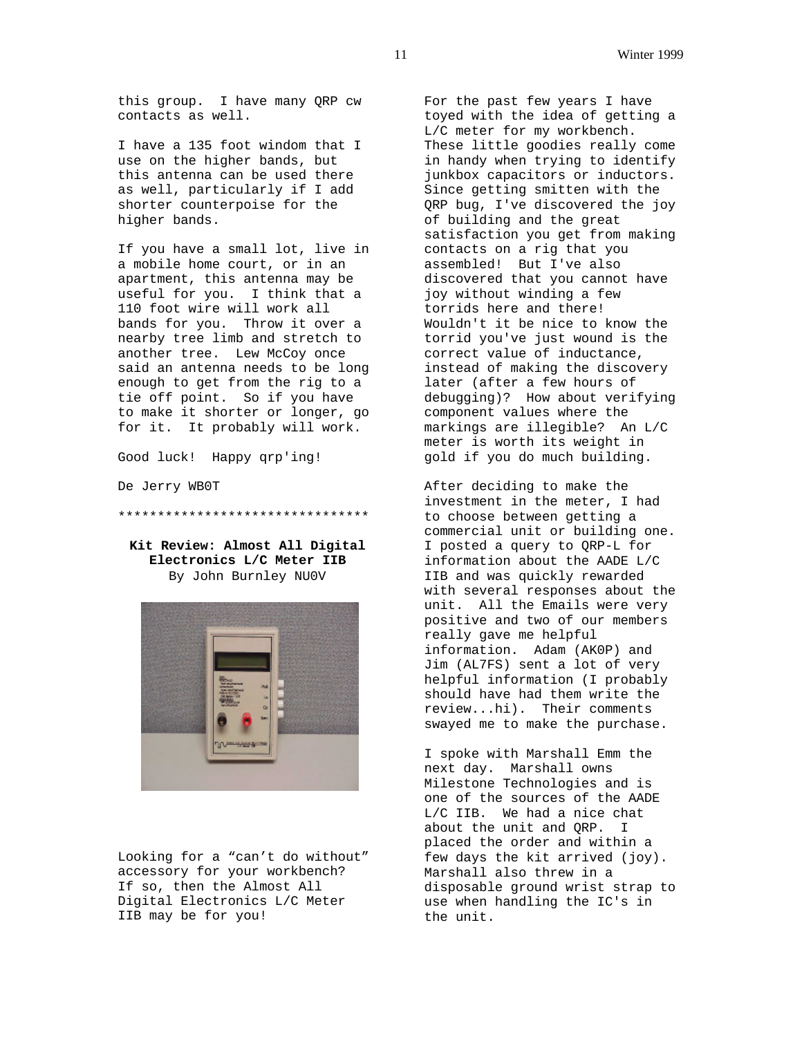this group. I have many QRP cw contacts as well.

I have a 135 foot windom that I use on the higher bands, but this antenna can be used there as well, particularly if I add shorter counterpoise for the higher bands.

If you have a small lot, live in a mobile home court, or in an apartment, this antenna may be useful for you. I think that a 110 foot wire will work all bands for you. Throw it over a nearby tree limb and stretch to another tree. Lew McCoy once said an antenna needs to be long enough to get from the rig to a tie off point. So if you have to make it shorter or longer, go for it. It probably will work.

Good luck! Happy qrp'ing!

De Jerry WB0T

********************************

**Kit Review: Almost All Digital Electronics L/C Meter IIB**
By John Burnley NU0V

Looking for a “can’t do without” accessory for your workbench? If so, then the Almost All Digital Electronics L/C Meter IIB may be for you!

For the past few years I have toyed with the idea of getting a L/C meter for my workbench. These little goodies really come in handy when trying to identify junkbox capacitors or inductors. Since getting smitten with the QRP bug, I've discovered the joy of building and the great satisfaction you get from making contacts on a rig that you assembled! But I've also discovered that you cannot have joy without winding a few torrids here and there! Wouldn't it be nice to know the torrid you've just wound is the correct value of inductance, instead of making the discovery later (after a few hours of debugging)? How about verifying component values where the markings are illegible? An L/C meter is worth its weight in gold if you do much building.

After deciding to make the investment in the meter, I had to choose between getting a commercial unit or building one. I posted a query to QRP-L for information about the AADE L/C IIB and was quickly rewarded with several responses about the unit. All the Emails were very positive and two of our members really gave me helpful information. Adam (AK0P) and Jim (AL7FS) sent a lot of very helpful information (I probably should have had them write the review...hi). Their comments swayed me to make the purchase.

I spoke with Marshall Emm the next day. Marshall owns Milestone Technologies and is one of the sources of the AADE L/C IIB. We had a nice chat about the unit and QRP. I placed the order and within a few days the kit arrived (joy). Marshall also threw in a disposable ground wrist strap to use when handling the IC's in the unit.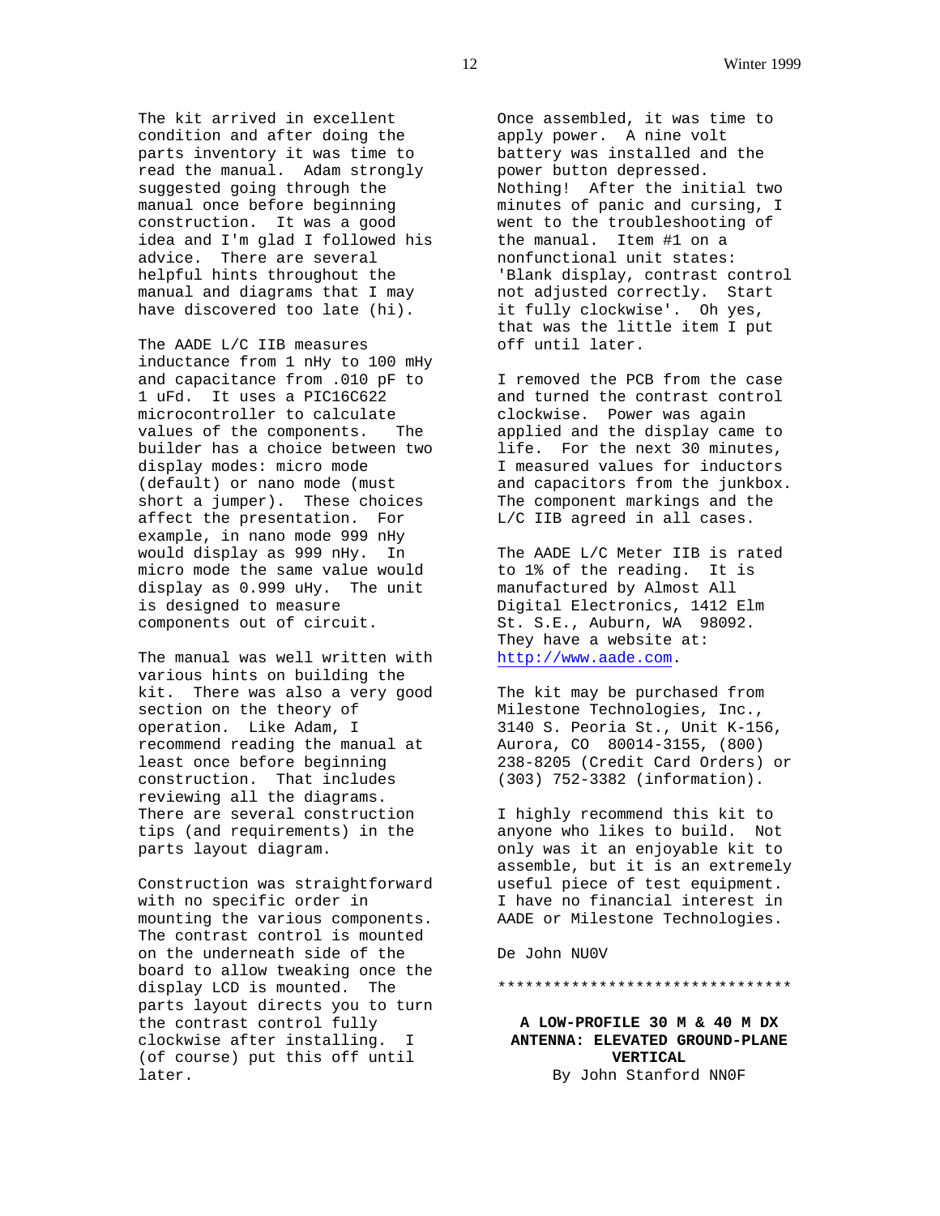The kit arrived in excellent condition and after doing the parts inventory it was time to read the manual. Adam strongly suggested going through the manual once before beginning construction. It was a good idea and I'm glad I followed his advice. There are several helpful hints throughout the manual and diagrams that I may have discovered too late (hi).

The AADE L/C IIB measures inductance from 1 nHy to 100 mHy and capacitance from .010 pF to 1 uFd. It uses a PIC16C622 microcontroller to calculate values of the components. The builder has a choice between two display modes: micro mode (default) or nano mode (must short a jumper). These choices affect the presentation. For example, in nano mode 999 nHy would display as 999 nHy. In micro mode the same value would display as 0.999 uHy. The unit is designed to measure components out of circuit.

The manual was well written with various hints on building the kit. There was also a very good section on the theory of operation. Like Adam, I recommend reading the manual at least once before beginning construction. That includes reviewing all the diagrams. There are several construction tips (and requirements) in the parts layout diagram.

Construction was straightforward with no specific order in mounting the various components. The contrast control is mounted on the underneath side of the board to allow tweaking once the display LCD is mounted. The parts layout directs you to turn the contrast control fully clockwise after installing. I (of course) put this off until later.

Once assembled, it was time to apply power. A nine volt battery was installed and the power button depressed. Nothing! After the initial two minutes of panic and cursing, I went to the troubleshooting of the manual. Item #1 on a nonfunctional unit states: 'Blank display, contrast control not adjusted correctly. Start it fully clockwise'. Oh yes, that was the little item I put off until later.

I removed the PCB from the case and turned the contrast control clockwise. Power was again applied and the display came to life. For the next 30 minutes, I measured values for inductors and capacitors from the junkbox. The component markings and the L/C IIB agreed in all cases.

The AADE L/C Meter IIB is rated to 1% of the reading. It is manufactured by Almost All Digital Electronics, 1412 Elm St. S.E., Auburn, WA 98092. They have a website at: http://www.aade.com.

The kit may be purchased from Milestone Technologies, Inc., 3140 S. Peoria St., Unit K-156, Aurora, CO 80014-3155, (800) 238-8205 (Credit Card Orders) or (303) 752-3382 (information).

I highly recommend this kit to anyone who likes to build. Not only was it an enjoyable kit to assemble, but it is an extremely useful piece of test equipment. I have no financial interest in AADE or Milestone Technologies.

De John NU0V

********************************

## A LOW-PROFILE 30 M & 40 M DX ANTENNA: ELEVATED GROUND-PLANE VERTICAL

By John Stanford NN0F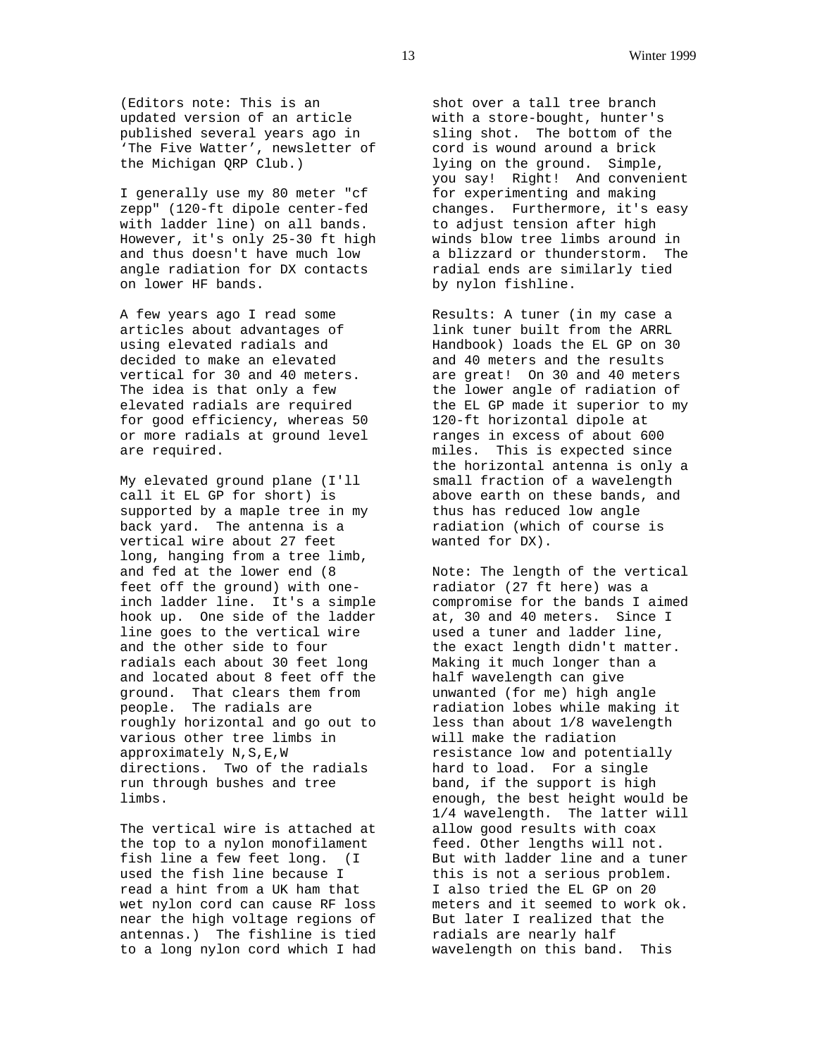(Editors note: This is an updated version of an article published several years ago in 'The Five Watter', newsletter of the Michigan QRP Club.)

I generally use my 80 meter "cf zepp" (120-ft dipole center-fed with ladder line) on all bands. However, it's only 25-30 ft high and thus doesn't have much low angle radiation for DX contacts on lower HF bands.

A few years ago I read some articles about advantages of using elevated radials and decided to make an elevated vertical for 30 and 40 meters. The idea is that only a few elevated radials are required for good efficiency, whereas 50 or more radials at ground level are required.

My elevated ground plane (I'll call it EL GP for short) is supported by a maple tree in my back yard. The antenna is a vertical wire about 27 feet long, hanging from a tree limb, and fed at the lower end (8 feet off the ground) with one-inch ladder line. It's a simple hook up. One side of the ladder line goes to the vertical wire and the other side to four radials each about 30 feet long and located about 8 feet off the ground. That clears them from people. The radials are roughly horizontal and go out to various other tree limbs in approximately N,S,E,W directions. Two of the radials run through bushes and tree limbs.

The vertical wire is attached at the top to a nylon monofilament fish line a few feet long. (I used the fish line because I read a hint from a UK ham that wet nylon cord can cause RF loss near the high voltage regions of antennas.) The fishline is tied to a long nylon cord which I had shot over a tall tree branch with a store-bought, hunter's sling shot. The bottom of the cord is wound around a brick lying on the ground. Simple, you say! Right! And convenient for experimenting and making changes. Furthermore, it's easy to adjust tension after high winds blow tree limbs around in a blizzard or thunderstorm. The radial ends are similarly tied by nylon fishline.

Results: A tuner (in my case a link tuner built from the ARRL Handbook) loads the EL GP on 30 and 40 meters and the results are great! On 30 and 40 meters the lower angle of radiation of the EL GP made it superior to my 120-ft horizontal dipole at ranges in excess of about 600 miles. This is expected since the horizontal antenna is only a small fraction of a wavelength above earth on these bands, and thus has reduced low angle radiation (which of course is wanted for DX).

Note: The length of the vertical radiator (27 ft here) was a compromise for the bands I aimed at, 30 and 40 meters. Since I used a tuner and ladder line, the exact length didn't matter. Making it much longer than a half wavelength can give unwanted (for me) high angle radiation lobes while making it less than about 1/8 wavelength will make the radiation resistance low and potentially hard to load. For a single band, if the support is high enough, the best height would be 1/4 wavelength. The latter will allow good results with coax feed. Other lengths will not. But with ladder line and a tuner this is not a serious problem. I also tried the EL GP on 20 meters and it seemed to work ok. But later I realized that the radials are nearly half wavelength on this band. This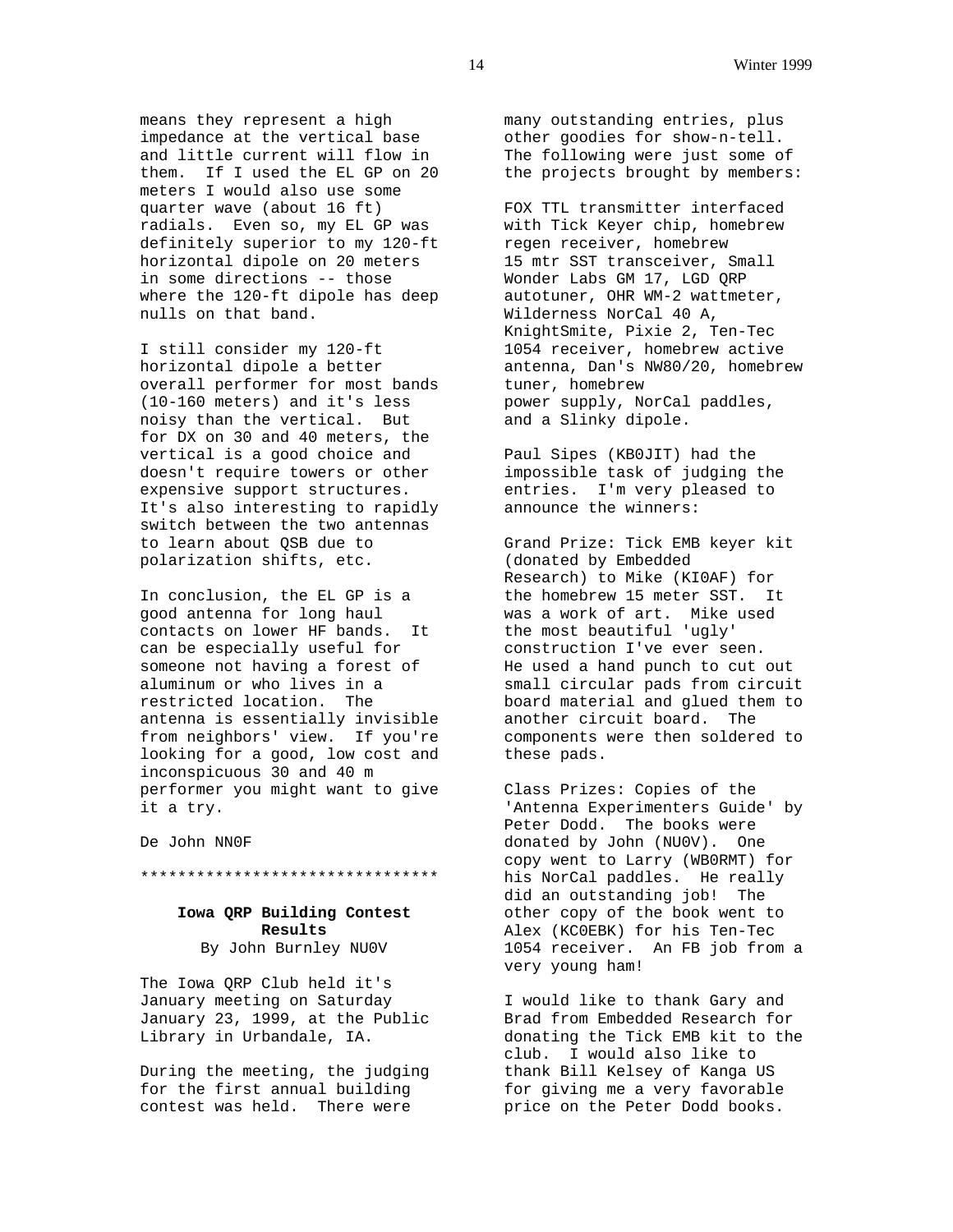means they represent a high impedance at the vertical base and little current will flow in them. If I used the EL GP on 20 meters I would also use some quarter wave (about 16 ft) radials. Even so, my EL GP was definitely superior to my 120-ft horizontal dipole on 20 meters in some directions -- those where the 120-ft dipole has deep nulls on that band.

I still consider my 120-ft horizontal dipole a better overall performer for most bands (10-160 meters) and it's less noisy than the vertical. But for DX on 30 and 40 meters, the vertical is a good choice and doesn't require towers or other expensive support structures. It's also interesting to rapidly switch between the two antennas to learn about QSB due to polarization shifts, etc.

In conclusion, the EL GP is a good antenna for long haul contacts on lower HF bands. It can be especially useful for someone not having a forest of aluminum or who lives in a restricted location. The antenna is essentially invisible from neighbors' view. If you're looking for a good, low cost and inconspicuous 30 and 40 m performer you might want to give it a try.

De John NN0F

********************************

## Iowa QRP Building Contest Results

By John Burnley NU0V

The Iowa QRP Club held it's January meeting on Saturday January 23, 1999, at the Public Library in Urbandale, IA.

During the meeting, the judging for the first annual building contest was held. There were many outstanding entries, plus other goodies for show-n-tell. The following were just some of the projects brought by members:

FOX TTL transmitter interfaced with Tick Keyer chip, homebrew regen receiver, homebrew 15 mtr SST transceiver, Small Wonder Labs GM 17, LGD QRP autotuner, OHR WM-2 wattmeter, Wilderness NorCal 40 A, KnightSmite, Pixie 2, Ten-Tec 1054 receiver, homebrew active antenna, Dan's NW80/20, homebrew tuner, homebrew power supply, NorCal paddles, and a Slinky dipole.

Paul Sipes (KB0JIT) had the impossible task of judging the entries. I'm very pleased to announce the winners:

Grand Prize: Tick EMB keyer kit (donated by Embedded Research) to Mike (KI0AF) for the homebrew 15 meter SST. It was a work of art. Mike used the most beautiful 'ugly' construction I've ever seen. He used a hand punch to cut out small circular pads from circuit board material and glued them to another circuit board. The components were then soldered to these pads.

Class Prizes: Copies of the 'Antenna Experimenters Guide' by Peter Dodd. The books were donated by John (NU0V). One copy went to Larry (WB0RMT) for his NorCal paddles. He really did an outstanding job! The other copy of the book went to Alex (KC0EBK) for his Ten-Tec 1054 receiver. An FB job from a very young ham!

I would like to thank Gary and Brad from Embedded Research for donating the Tick EMB kit to the club. I would also like to thank Bill Kelsey of Kanga US for giving me a very favorable price on the Peter Dodd books.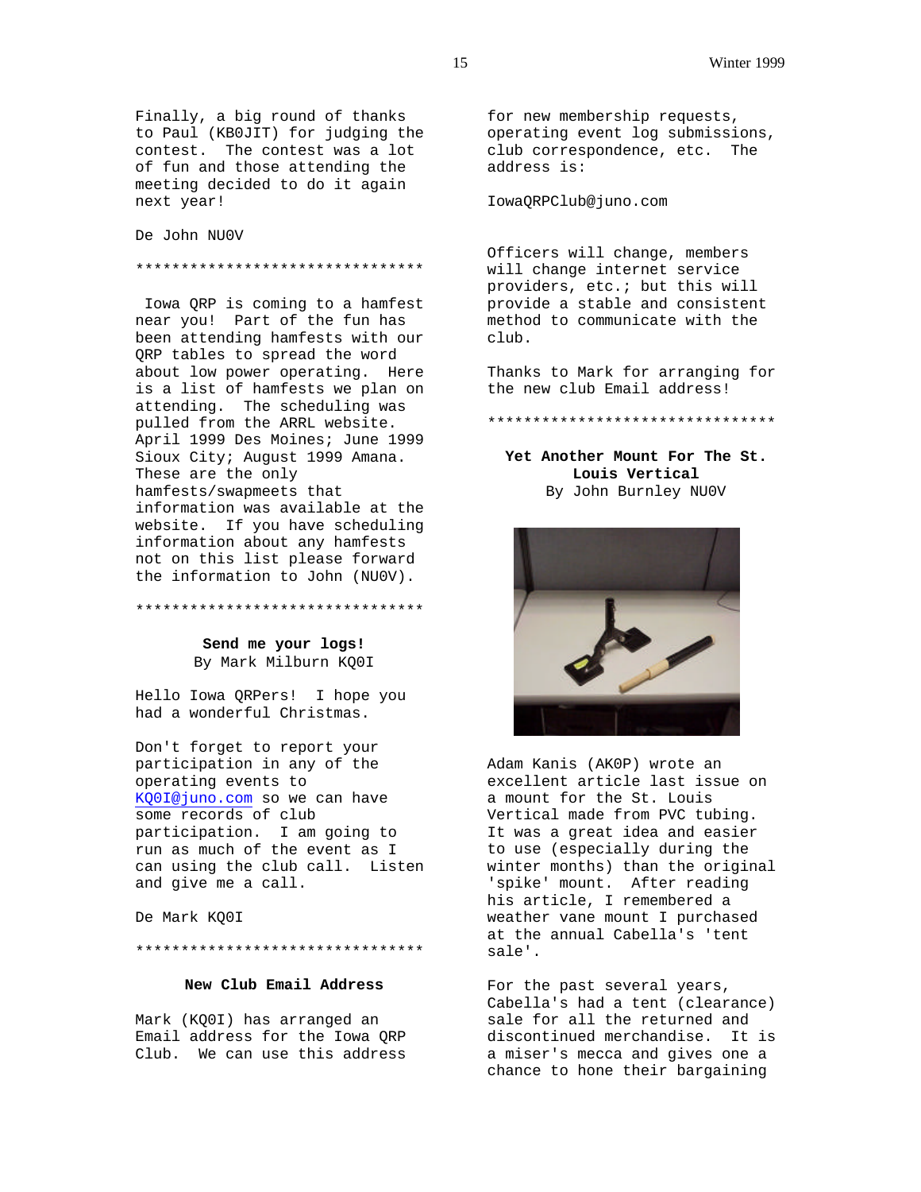Finally, a big round of thanks to Paul (KB0JIT) for judging the contest. The contest was a lot of fun and those attending the meeting decided to do it again next year!

De John NU0V

********************************

Iowa QRP is coming to a hamfest near you! Part of the fun has been attending hamfests with our QRP tables to spread the word about low power operating. Here is a list of hamfests we plan on attending. The scheduling was pulled from the ARRL website. April 1999 Des Moines; June 1999 Sioux City; August 1999 Amana. These are the only hamfests/swapmeets that information was available at the website. If you have scheduling information about any hamfests not on this list please forward the information to John (NU0V).

********************************

**Send me your logs!**
By Mark Milburn KQ0I

Hello Iowa QRPers! I hope you had a wonderful Christmas.

Don't forget to report your participation in any of the operating events to KQ0I@juno.com so we can have some records of club participation. I am going to run as much of the event as I can using the club call. Listen and give me a call.

De Mark KQ0I

********************************

**New Club Email Address**

Mark (KQ0I) has arranged an Email address for the Iowa QRP Club. We can use this address for new membership requests, operating event log submissions, club correspondence, etc. The address is:

IowaQRPClub@juno.com

Officers will change, members will change internet service providers, etc.; but this will provide a stable and consistent method to communicate with the club.

Thanks to Mark for arranging for the new club Email address!

********************************

**Yet Another Mount For The St. Louis Vertical**
By John Burnley NU0V

Adam Kanis (AK0P) wrote an excellent article last issue on a mount for the St. Louis Vertical made from PVC tubing. It was a great idea and easier to use (especially during the winter months) than the original 'spike' mount. After reading his article, I remembered a weather vane mount I purchased at the annual Cabella's 'tent sale'.

For the past several years, Cabella's had a tent (clearance) sale for all the returned and discontinued merchandise. It is a miser's mecca and gives one a chance to hone their bargaining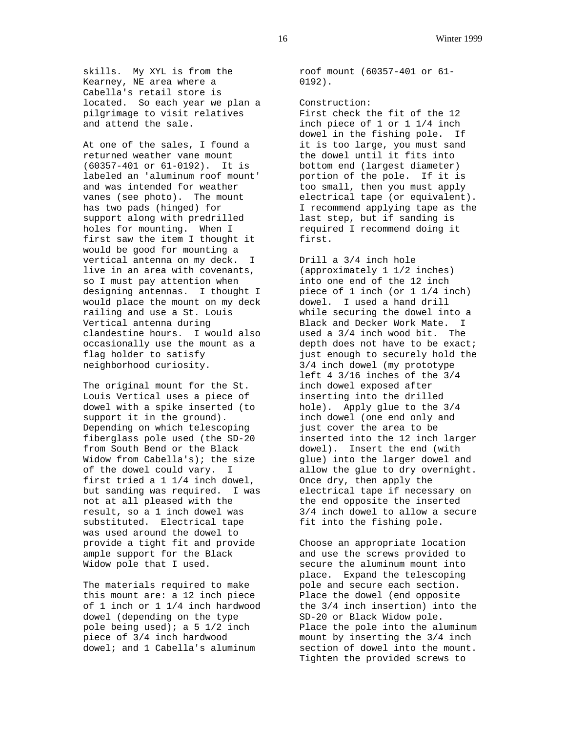skills. My XYL is from the Kearney, NE area where a Cabella's retail store is located. So each year we plan a pilgrimage to visit relatives and attend the sale.

At one of the sales, I found a returned weather vane mount (60357-401 or 61-0192). It is labeled an 'aluminum roof mount' and was intended for weather vanes (see photo). The mount has two pads (hinged) for support along with predrilled holes for mounting. When I first saw the item I thought it would be good for mounting a vertical antenna on my deck. I live in an area with covenants, so I must pay attention when designing antennas. I thought I would place the mount on my deck railing and use a St. Louis Vertical antenna during clandestine hours. I would also occasionally use the mount as a flag holder to satisfy neighborhood curiosity.

The original mount for the St. Louis Vertical uses a piece of dowel with a spike inserted (to support it in the ground). Depending on which telescoping fiberglass pole used (the SD-20 from South Bend or the Black Widow from Cabella's); the size of the dowel could vary. I first tried a 1 1/4 inch dowel, but sanding was required. I was not at all pleased with the result, so a 1 inch dowel was substituted. Electrical tape was used around the dowel to provide a tight fit and provide ample support for the Black Widow pole that I used.

The materials required to make this mount are: a 12 inch piece of 1 inch or 1 1/4 inch hardwood dowel (depending on the type pole being used); a 5 1/2 inch piece of 3/4 inch hardwood dowel; and 1 Cabella's aluminum roof mount (60357-401 or 61-0192).

Construction:
First check the fit of the 12 inch piece of 1 or 1 1/4 inch dowel in the fishing pole. If it is too large, you must sand the dowel until it fits into bottom end (largest diameter) portion of the pole. If it is too small, then you must apply electrical tape (or equivalent). I recommend applying tape as the last step, but if sanding is required I recommend doing it first.

Drill a 3/4 inch hole (approximately 1 1/2 inches) into one end of the 12 inch piece of 1 inch (or 1 1/4 inch) dowel. I used a hand drill while securing the dowel into a Black and Decker Work Mate. I used a 3/4 inch wood bit. The depth does not have to be exact; just enough to securely hold the 3/4 inch dowel (my prototype left 4 3/16 inches of the 3/4 inch dowel exposed after inserting into the drilled hole). Apply glue to the 3/4 inch dowel (one end only and just cover the area to be inserted into the 12 inch larger dowel). Insert the end (with glue) into the larger dowel and allow the glue to dry overnight. Once dry, then apply the electrical tape if necessary on the end opposite the inserted 3/4 inch dowel to allow a secure fit into the fishing pole.

Choose an appropriate location and use the screws provided to secure the aluminum mount into place. Expand the telescoping pole and secure each section. Place the dowel (end opposite the 3/4 inch insertion) into the SD-20 or Black Widow pole. Place the pole into the aluminum mount by inserting the 3/4 inch section of dowel into the mount. Tighten the provided screws to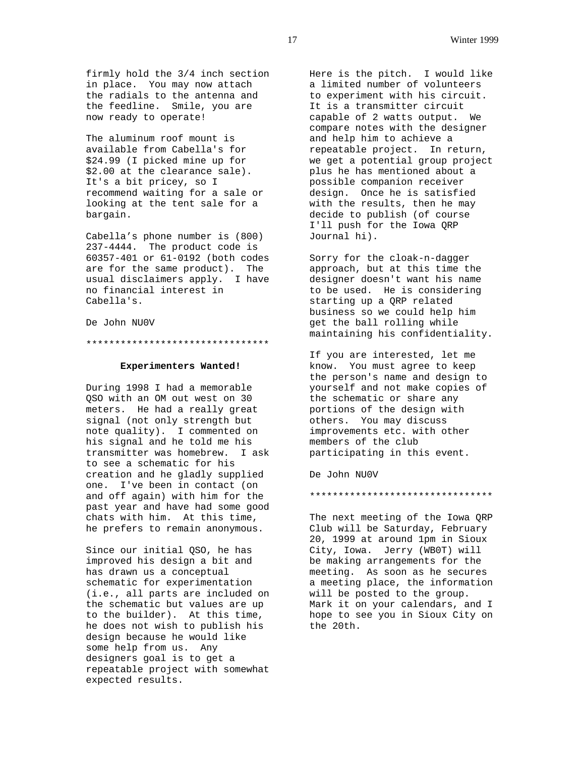firmly hold the 3/4 inch section in place. You may now attach the radials to the antenna and the feedline. Smile, you are now ready to operate!

The aluminum roof mount is available from Cabella's for $24.99 (I picked mine up for $2.00 at the clearance sale). It's a bit pricey, so I recommend waiting for a sale or looking at the tent sale for a bargain.

Cabella's phone number is (800) 237-4444. The product code is 60357-401 or 61-0192 (both codes are for the same product). The usual disclaimers apply. I have no financial interest in Cabella's.

De John NU0V

********************************

**Experimenters Wanted!**

During 1998 I had a memorable QSO with an OM out west on 30 meters. He had a really great signal (not only strength but note quality). I commented on his signal and he told me his transmitter was homebrew. I ask to see a schematic for his creation and he gladly supplied one. I've been in contact (on and off again) with him for the past year and have had some good chats with him. At this time, he prefers to remain anonymous.

Since our initial QSO, he has improved his design a bit and has drawn us a conceptual schematic for experimentation (i.e., all parts are included on the schematic but values are up to the builder). At this time, he does not wish to publish his design because he would like some help from us. Any designers goal is to get a repeatable project with somewhat expected results.

Here is the pitch. I would like a limited number of volunteers to experiment with his circuit. It is a transmitter circuit capable of 2 watts output. We compare notes with the designer and help him to achieve a repeatable project. In return, we get a potential group project plus he has mentioned about a possible companion receiver design. Once he is satisfied with the results, then he may decide to publish (of course I'll push for the Iowa QRP Journal hi).

Sorry for the cloak-n-dagger approach, but at this time the designer doesn't want his name to be used. He is considering starting up a QRP related business so we could help him get the ball rolling while maintaining his confidentiality.

If you are interested, let me know. You must agree to keep the person's name and design to yourself and not make copies of the schematic or share any portions of the design with others. You may discuss improvements etc. with other members of the club participating in this event.

De John NU0V

********************************

The next meeting of the Iowa QRP Club will be Saturday, February 20, 1999 at around 1pm in Sioux City, Iowa. Jerry (WB0T) will be making arrangements for the meeting. As soon as he secures a meeting place, the information will be posted to the group. Mark it on your calendars, and I hope to see you in Sioux City on the 20th.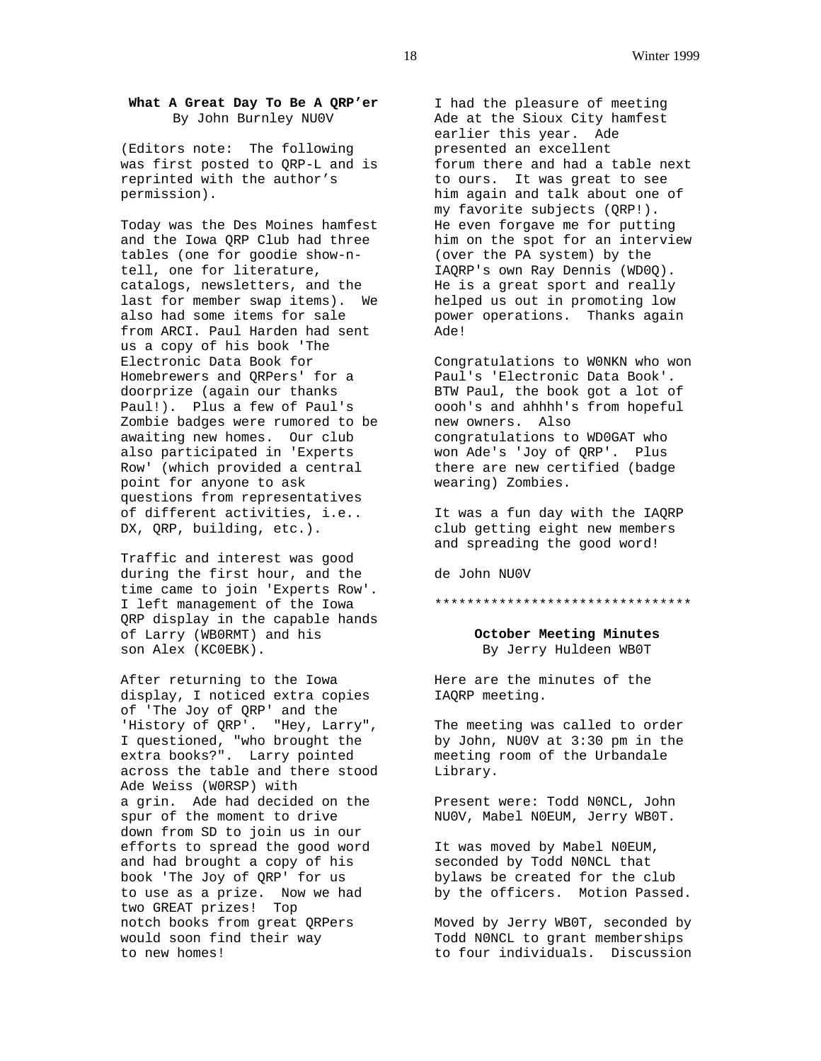## What A Great Day To Be A QRP'er

By John Burnley NU0V

(Editors note: The following was first posted to QRP-L and is reprinted with the author's permission).

Today was the Des Moines hamfest and the Iowa QRP Club had three tables (one for goodie show-n-tell, one for literature, catalogs, newsletters, and the last for member swap items). We also had some items for sale from ARCI. Paul Harden had sent us a copy of his book 'The Electronic Data Book for Homebrewers and QRPers' for a doorprize (again our thanks Paul!). Plus a few of Paul's Zombie badges were rumored to be awaiting new homes. Our club also participated in 'Experts Row' (which provided a central point for anyone to ask questions from representatives of different activities, i.e.. DX, QRP, building, etc.).

Traffic and interest was good during the first hour, and the time came to join 'Experts Row'. I left management of the Iowa QRP display in the capable hands of Larry (WB0RMT) and his son Alex (KC0EBK).

After returning to the Iowa display, I noticed extra copies of 'The Joy of QRP' and the 'History of QRP'. "Hey, Larry", I questioned, "who brought the extra books?". Larry pointed across the table and there stood Ade Weiss (W0RSP) with a grin. Ade had decided on the spur of the moment to drive down from SD to join us in our efforts to spread the good word and had brought a copy of his book 'The Joy of QRP' for us to use as a prize. Now we had two GREAT prizes! Top notch books from great QRPers would soon find their way to new homes!

I had the pleasure of meeting Ade at the Sioux City hamfest earlier this year. Ade presented an excellent forum there and had a table next to ours. It was great to see him again and talk about one of my favorite subjects (QRP!). He even forgave me for putting him on the spot for an interview (over the PA system) by the IAQRP's own Ray Dennis (WD0Q). He is a great sport and really helped us out in promoting low power operations. Thanks again Ade!

Congratulations to W0NKN who won Paul's 'Electronic Data Book'. BTW Paul, the book got a lot of oooh's and ahhhh's from hopeful new owners. Also congratulations to WD0GAT who won Ade's 'Joy of QRP'. Plus there are new certified (badge wearing) Zombies.

It was a fun day with the IAQRP club getting eight new members and spreading the good word!

de John NU0V

********************************

## October Meeting Minutes

By Jerry Huldeen WB0T

Here are the minutes of the IAQRP meeting.

The meeting was called to order by John, NU0V at 3:30 pm in the meeting room of the Urbandale Library.

Present were: Todd N0NCL, John NU0V, Mabel N0EUM, Jerry WB0T.

It was moved by Mabel N0EUM, seconded by Todd N0NCL that bylaws be created for the club by the officers. Motion Passed.

Moved by Jerry WB0T, seconded by Todd N0NCL to grant memberships to four individuals. Discussion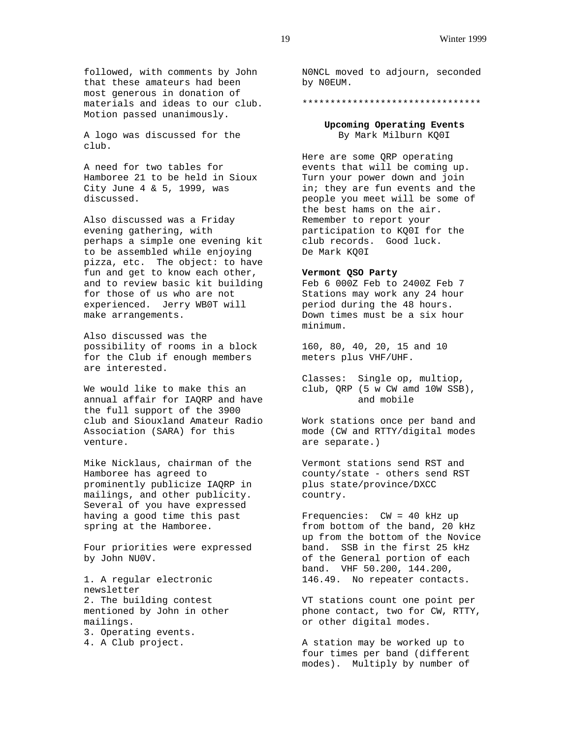followed, with comments by John that these amateurs had been most generous in donation of materials and ideas to our club. Motion passed unanimously.

A logo was discussed for the club.

A need for two tables for Hamboree 21 to be held in Sioux City June 4 & 5, 1999, was discussed.

Also discussed was a Friday evening gathering, with perhaps a simple one evening kit to be assembled while enjoying pizza, etc. The object: to have fun and get to know each other, and to review basic kit building for those of us who are not experienced. Jerry WB0T will make arrangements.

Also discussed was the possibility of rooms in a block for the Club if enough members are interested.

We would like to make this an annual affair for IAQRP and have the full support of the 3900 club and Siouxland Amateur Radio Association (SARA) for this venture.

Mike Nicklaus, chairman of the Hamboree has agreed to prominently publicize IAQRP in mailings, and other publicity. Several of you have expressed having a good time this past spring at the Hamboree.

Four priorities were expressed by John NU0V.

1. A regular electronic newsletter
2. The building contest mentioned by John in other mailings.
3. Operating events.
4. A Club project.

N0NCL moved to adjourn, seconded by N0EUM.

********************************

**Upcoming Operating Events**
By Mark Milburn KQ0I

Here are some QRP operating events that will be coming up. Turn your power down and join in; they are fun events and the people you meet will be some of the best hams on the air. Remember to report your participation to KQ0I for the club records. Good luck.
De Mark KQ0I

**Vermont QSO Party**
Feb 6 000Z Feb to 2400Z Feb 7
Stations may work any 24 hour period during the 48 hours. Down times must be a six hour minimum.

160, 80, 40, 20, 15 and 10 meters plus VHF/UHF.

Classes: Single op, multiop, club, QRP (5 w CW amd 10W SSB), and mobile

Work stations once per band and mode (CW and RTTY/digital modes are separate.)

Vermont stations send RST and county/state - others send RST plus state/province/DXCC country.

Frequencies: CW = 40 kHz up from bottom of the band, 20 kHz up from the bottom of the Novice band. SSB in the first 25 kHz of the General portion of each band. VHF 50.200, 144.200, 146.49. No repeater contacts.

VT stations count one point per phone contact, two for CW, RTTY, or other digital modes.

A station may be worked up to four times per band (different modes). Multiply by number of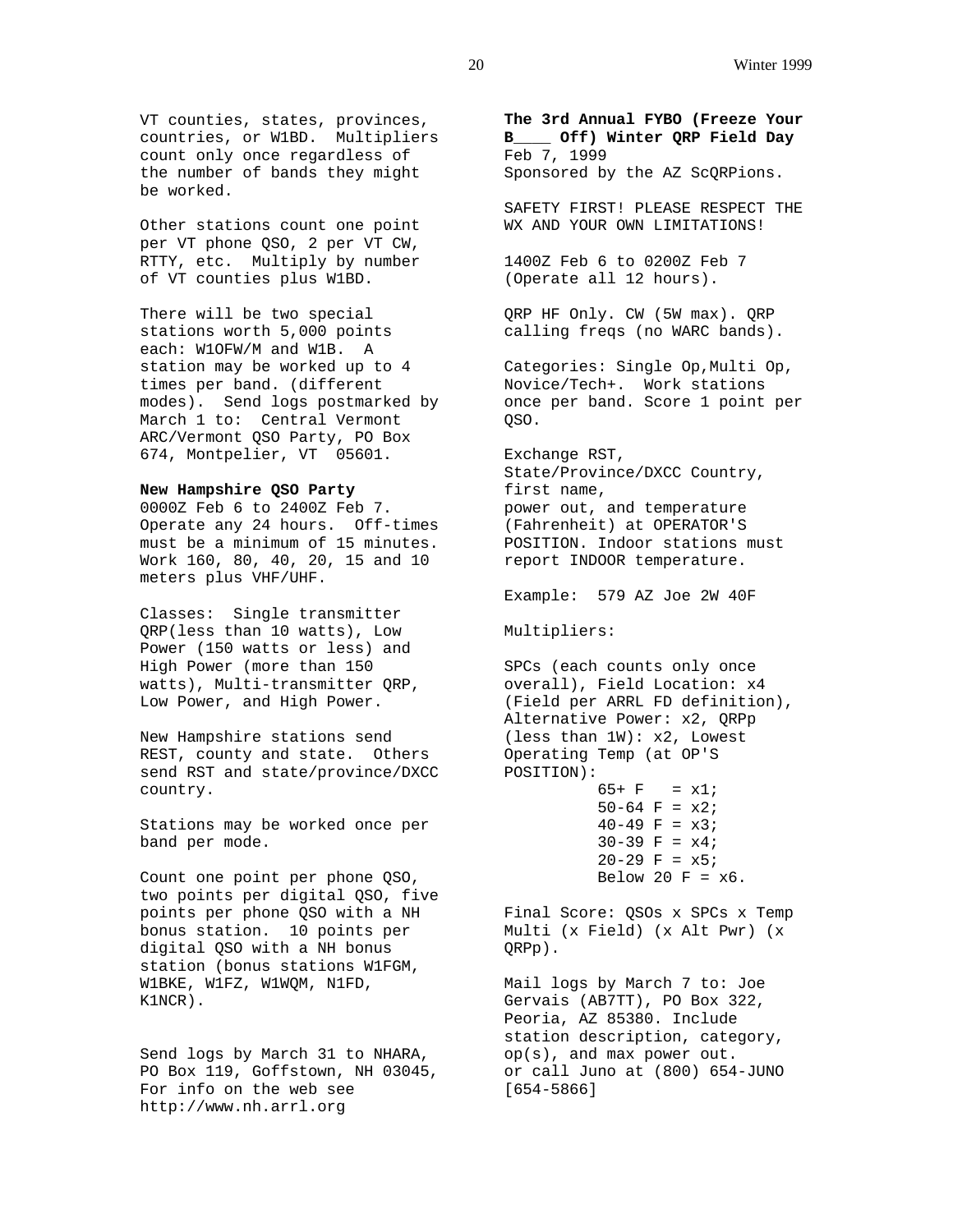VT counties, states, provinces, countries, or W1BD. Multipliers count only once regardless of the number of bands they might be worked.

Other stations count one point per VT phone QSO, 2 per VT CW, RTTY, etc. Multiply by number of VT counties plus W1BD.

There will be two special stations worth 5,000 points each: W1OFW/M and W1B. A station may be worked up to 4 times per band. (different modes). Send logs postmarked by March 1 to: Central Vermont ARC/Vermont QSO Party, PO Box 674, Montpelier, VT 05601.

**New Hampshire QSO Party**
0000Z Feb 6 to 2400Z Feb 7. Operate any 24 hours. Off-times must be a minimum of 15 minutes. Work 160, 80, 40, 20, 15 and 10 meters plus VHF/UHF.

Classes: Single transmitter QRP(less than 10 watts), Low Power (150 watts or less) and High Power (more than 150 watts), Multi-transmitter QRP, Low Power, and High Power.

New Hampshire stations send REST, county and state. Others send RST and state/province/DXCC country.

Stations may be worked once per band per mode.

Count one point per phone QSO, two points per digital QSO, five points per phone QSO with a NH bonus station. 10 points per digital QSO with a NH bonus station (bonus stations W1FGM, W1BKE, W1FZ, W1WQM, N1FD, K1NCR).

Send logs by March 31 to NHARA, PO Box 119, Goffstown, NH 03045, For info on the web see http://www.nh.arrl.org

**The 3rd Annual FYBO (Freeze Your B____ Off) Winter QRP Field Day**
Feb 7, 1999
Sponsored by the AZ ScQRPions.

SAFETY FIRST! PLEASE RESPECT THE WX AND YOUR OWN LIMITATIONS!

1400Z Feb 6 to 0200Z Feb 7 (Operate all 12 hours).

QRP HF Only. CW (5W max). QRP calling freqs (no WARC bands).

Categories: Single Op,Multi Op, Novice/Tech+. Work stations once per band. Score 1 point per QSO.

Exchange RST, State/Province/DXCC Country, first name, power out, and temperature (Fahrenheit) at OPERATOR'S POSITION. Indoor stations must report INDOOR temperature.

Example: 579 AZ Joe 2W 40F

Multipliers:

SPCs (each counts only once overall), Field Location: x4 (Field per ARRL FD definition), Alternative Power: x2, QRPp (less than 1W): x2, Lowest Operating Temp (at OP'S POSITION):

65+ F = x1;
50-64 F = x2;
40-49 F = x3;
30-39 F = x4;
20-29 F = x5;
Below 20 F = x6.

Final Score: QSOs x SPCs x Temp Multi (x Field) (x Alt Pwr) (x QRPp).

Mail logs by March 7 to: Joe Gervais (AB7TT), PO Box 322, Peoria, AZ 85380. Include station description, category, op(s), and max power out.
or call Juno at (800) 654-JUNO [654-5866]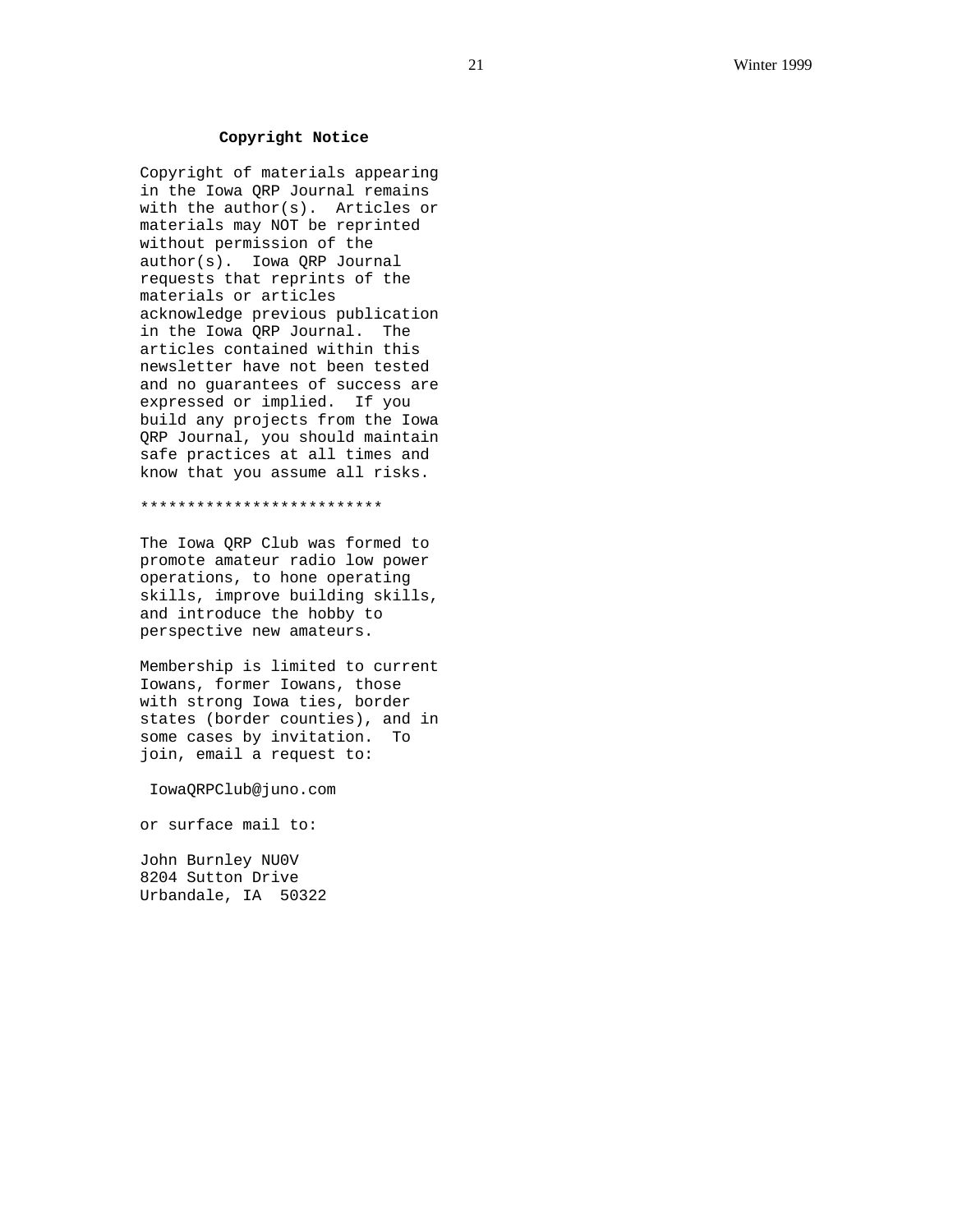**Copyright Notice**

Copyright of materials appearing in the Iowa QRP Journal remains with the author(s). Articles or materials may NOT be reprinted without permission of the author(s). Iowa QRP Journal requests that reprints of the materials or articles acknowledge previous publication in the Iowa QRP Journal. The articles contained within this newsletter have not been tested and no guarantees of success are expressed or implied. If you build any projects from the Iowa QRP Journal, you should maintain safe practices at all times and know that you assume all risks.

**************************

The Iowa QRP Club was formed to promote amateur radio low power operations, to hone operating skills, improve building skills, and introduce the hobby to perspective new amateurs.

Membership is limited to current Iowans, former Iowans, those with strong Iowa ties, border states (border counties), and in some cases by invitation. To join, email a request to:

IowaQRPClub@juno.com

or surface mail to:

John Burnley NU0V
8204 Sutton Drive
Urbandale, IA 50322